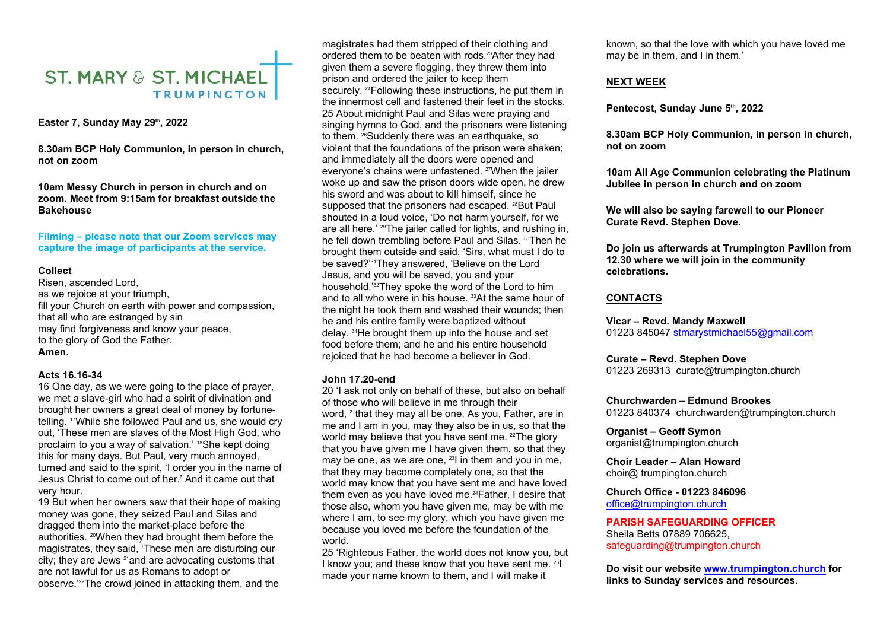# ST. MARY & ST. MICHAEL
## TRUMPINGTON

**Easter 7, Sunday May 29th, 2022**

**8.30am BCP Holy Communion, in person in church, not on zoom**

**10am Messy Church in person in church and on zoom. Meet from 9:15am for breakfast outside the Bakehouse**

**Filming – please note that our Zoom services may capture the image of participants at the service.**

**Collect**

Risen, ascended Lord,
as we rejoice at your triumph,
fill your Church on earth with power and compassion,
that all who are estranged by sin
may find forgiveness and know your peace,
to the glory of God the Father.
**Amen.**

**Acts 16.16-34**

16 One day, as we were going to the place of prayer, we met a slave-girl who had a spirit of divination and brought her owners a great deal of money by fortune-telling. 17While she followed Paul and us, she would cry out, 'These men are slaves of the Most High God, who proclaim to you a way of salvation.' 18She kept doing this for many days. But Paul, very much annoyed, turned and said to the spirit, 'I order you in the name of Jesus Christ to come out of her.' And it came out that very hour.

19 But when her owners saw that their hope of making money was gone, they seized Paul and Silas and dragged them into the market-place before the authorities. 20When they had brought them before the magistrates, they said, 'These men are disturbing our city; they are Jews 21and are advocating customs that are not lawful for us as Romans to adopt or observe.'22The crowd joined in attacking them, and the magistrates had them stripped of their clothing and ordered them to be beaten with rods.23After they had given them a severe flogging, they threw them into prison and ordered the jailer to keep them securely. 24Following these instructions, he put them in the innermost cell and fastened their feet in the stocks. 25 About midnight Paul and Silas were praying and singing hymns to God, and the prisoners were listening to them. 26Suddenly there was an earthquake, so violent that the foundations of the prison were shaken; and immediately all the doors were opened and everyone's chains were unfastened. 27When the jailer woke up and saw the prison doors wide open, he drew his sword and was about to kill himself, since he supposed that the prisoners had escaped. 28But Paul shouted in a loud voice, 'Do not harm yourself, for we are all here.' 29The jailer called for lights, and rushing in, he fell down trembling before Paul and Silas. 30Then he brought them outside and said, 'Sirs, what must I do to be saved?'31They answered, 'Believe on the Lord Jesus, and you will be saved, you and your household.'32They spoke the word of the Lord to him and to all who were in his house. 33At the same hour of the night he took them and washed their wounds; then he and his entire family were baptized without delay. 34He brought them up into the house and set food before them; and he and his entire household rejoiced that he had become a believer in God.

**John 17.20-end**

20 'I ask not only on behalf of these, but also on behalf of those who will believe in me through their word, 21that they may all be one. As you, Father, are in me and I am in you, may they also be in us, so that the world may believe that you have sent me. 22The glory that you have given me I have given them, so that they may be one, as we are one, 23I in them and you in me, that they may become completely one, so that the world may know that you have sent me and have loved them even as you have loved me.24Father, I desire that those also, whom you have given me, may be with me where I am, to see my glory, which you have given me because you loved me before the foundation of the world.

25 'Righteous Father, the world does not know you, but I know you; and these know that you have sent me. 26I made your name known to them, and I will make it known, so that the love with which you have loved me may be in them, and I in them.'

**NEXT WEEK**

**Pentecost, Sunday June 5th, 2022**

**8.30am BCP Holy Communion, in person in church, not on zoom**

**10am All Age Communion celebrating the Platinum Jubilee in person in church and on zoom**

**We will also be saying farewell to our Pioneer Curate Revd. Stephen Dove.**

**Do join us afterwards at Trumpington Pavilion from 12.30 where we will join in the community celebrations.**

**CONTACTS**

**Vicar – Revd. Mandy Maxwell**
01223 845047 stmarystmichael55@gmail.com

**Curate – Revd. Stephen Dove**
01223 269313 curate@trumpington.church

**Churchwarden – Edmund Brookes**
01223 840374 churchwarden@trumpington.church

**Organist – Geoff Symon**
organist@trumpington.church

**Choir Leader – Alan Howard**
choir@ trumpington.church

**Church Office - 01223 846096**
office@trumpington.church

**PARISH SAFEGUARDING OFFICER**
Sheila Betts 07889 706625,
safeguarding@trumpington.church

**Do visit our website www.trumpington.church for links to Sunday services and resources.**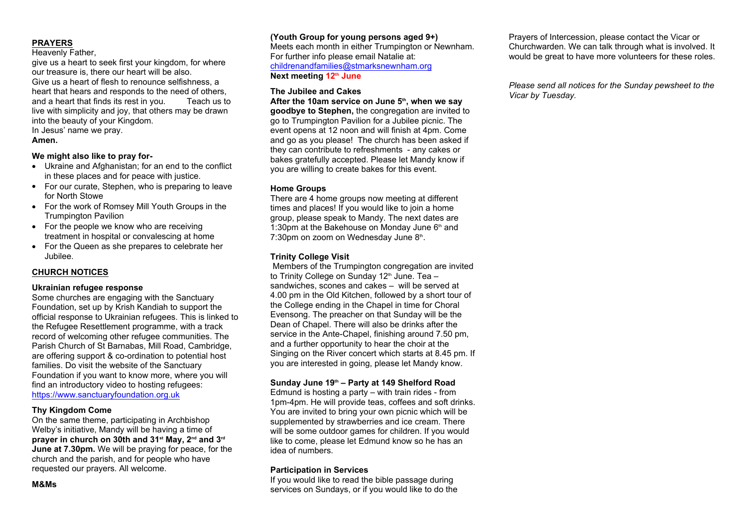## PRAYERS

Heavenly Father,
give us a heart to seek first your kingdom, for where our treasure is, there our heart will be also.
Give us a heart of flesh to renounce selfishness, a heart that hears and responds to the need of others, and a heart that finds its rest in you. Teach us to live with simplicity and joy, that others may be drawn into the beauty of your Kingdom.
In Jesus' name we pray.
**Amen.**

**We might also like to pray for-**

- Ukraine and Afghanistan; for an end to the conflict in these places and for peace with justice.
- For our curate, Stephen, who is preparing to leave for North Stowe
- For the work of Romsey Mill Youth Groups in the Trumpington Pavilion
- For the people we know who are receiving treatment in hospital or convalescing at home
- For the Queen as she prepares to celebrate her Jubilee.

## CHURCH NOTICES

### Ukrainian refugee response

Some churches are engaging with the Sanctuary Foundation, set up by Krish Kandiah to support the official response to Ukrainian refugees. This is linked to the Refugee Resettlement programme, with a track record of welcoming other refugee communities. The Parish Church of St Barnabas, Mill Road, Cambridge, are offering support & co-ordination to potential host families. Do visit the website of the Sanctuary Foundation if you want to know more, where you will find an introductory video to hosting refugees: https://www.sanctuaryfoundation.org.uk

### Thy Kingdom Come

On the same theme, participating in Archbishop Welby's initiative, Mandy will be having a time of **prayer in church on 30th and 31st May, 2nd and 3rd June at 7.30pm.** We will be praying for peace, for the church and the parish, and for people who have requested our prayers. All welcome.

### M&Ms

**(Youth Group for young persons aged 9+)**
Meets each month in either Trumpington or Newnham. For further info please email Natalie at: childrenandfamilies@stmarksnewnham.org
**Next meeting 12th June**

### The Jubilee and Cakes

**After the 10am service on June 5th, when we say goodbye to Stephen,** the congregation are invited to go to Trumpington Pavilion for a Jubilee picnic. The event opens at 12 noon and will finish at 4pm. Come and go as you please! The church has been asked if they can contribute to refreshments - any cakes or bakes gratefully accepted. Please let Mandy know if you are willing to create bakes for this event.

### Home Groups

There are 4 home groups now meeting at different times and places! If you would like to join a home group, please speak to Mandy. The next dates are 1:30pm at the Bakehouse on Monday June 6th and 7:30pm on zoom on Wednesday June 8th.

### Trinity College Visit

Members of the Trumpington congregation are invited to Trinity College on Sunday 12th June. Tea – sandwiches, scones and cakes – will be served at 4.00 pm in the Old Kitchen, followed by a short tour of the College ending in the Chapel in time for Choral Evensong. The preacher on that Sunday will be the Dean of Chapel. There will also be drinks after the service in the Ante-Chapel, finishing around 7.50 pm, and a further opportunity to hear the choir at the Singing on the River concert which starts at 8.45 pm. If you are interested in going, please let Mandy know.

### Sunday June 19th – Party at 149 Shelford Road

Edmund is hosting a party – with train rides - from 1pm-4pm. He will provide teas, coffees and soft drinks. You are invited to bring your own picnic which will be supplemented by strawberries and ice cream. There will be some outdoor games for children. If you would like to come, please let Edmund know so he has an idea of numbers.

### Participation in Services

If you would like to read the bible passage during services on Sundays, or if you would like to do the Prayers of Intercession, please contact the Vicar or Churchwarden. We can talk through what is involved. It would be great to have more volunteers for these roles.

*Please send all notices for the Sunday pewsheet to the Vicar by Tuesday.*